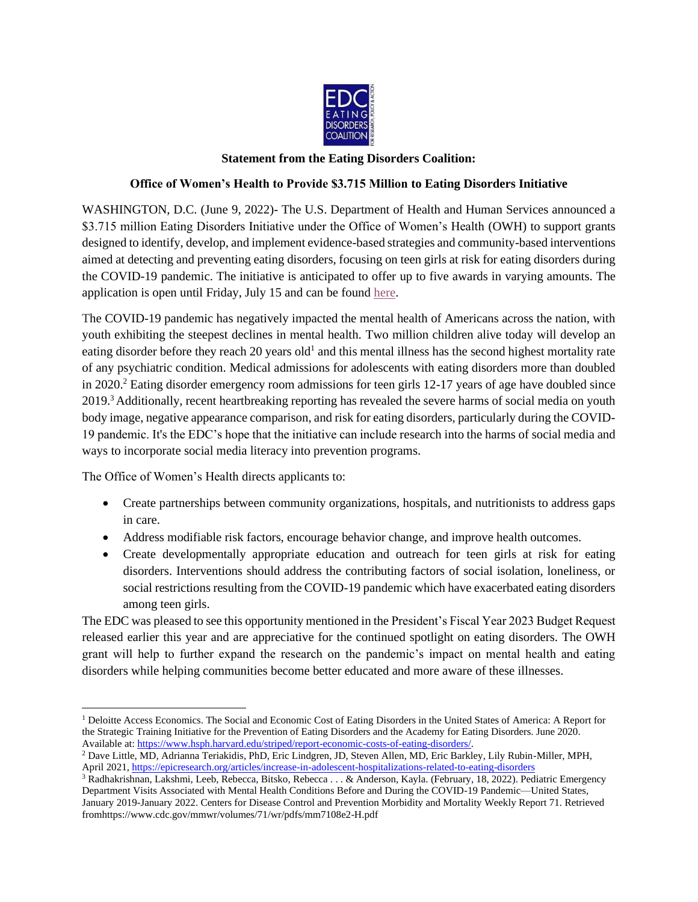**Statement from the Eating Disorders Coalition:**

**Office of Women's Health to Provide $3.715 Million to Eating Disorders Initiative**

WASHINGTON, D.C. (June 9, 2022)- The U.S. Department of Health and Human Services announced a $3.715 million Eating Disorders Initiative under the Office of Women's Health (OWH) to support grants designed to identify, develop, and implement evidence-based strategies and community-based interventions aimed at detecting and preventing eating disorders, focusing on teen girls at risk for eating disorders during the COVID-19 pandemic. The initiative is anticipated to offer up to five awards in varying amounts. The application is open until Friday, July 15 and can be found here.

The COVID-19 pandemic has negatively impacted the mental health of Americans across the nation, with youth exhibiting the steepest declines in mental health. Two million children alive today will develop an eating disorder before they reach 20 years old[1] and this mental illness has the second highest mortality rate of any psychiatric condition. Medical admissions for adolescents with eating disorders more than doubled in 2020.[2] Eating disorder emergency room admissions for teen girls 12-17 years of age have doubled since 2019.[3] Additionally, recent heartbreaking reporting has revealed the severe harms of social media on youth body image, negative appearance comparison, and risk for eating disorders, particularly during the COVID-19 pandemic. It's the EDC's hope that the initiative can include research into the harms of social media and ways to incorporate social media literacy into prevention programs.

The Office of Women's Health directs applicants to:

- Create partnerships between community organizations, hospitals, and nutritionists to address gaps in care.
- Address modifiable risk factors, encourage behavior change, and improve health outcomes.
- Create developmentally appropriate education and outreach for teen girls at risk for eating disorders. Interventions should address the contributing factors of social isolation, loneliness, or social restrictions resulting from the COVID-19 pandemic which have exacerbated eating disorders among teen girls.

The EDC was pleased to see this opportunity mentioned in the President's Fiscal Year 2023 Budget Request released earlier this year and are appreciative for the continued spotlight on eating disorders. The OWH grant will help to further expand the research on the pandemic's impact on mental health and eating disorders while helping communities become better educated and more aware of these illnesses.

---

[1] Deloitte Access Economics. The Social and Economic Cost of Eating Disorders in the United States of America: A Report for the Strategic Training Initiative for the Prevention of Eating Disorders and the Academy for Eating Disorders. June 2020. Available at: https://www.hsph.harvard.edu/striped/report-economic-costs-of-eating-disorders/.

[2] Dave Little, MD, Adrianna Teriakidis, PhD, Eric Lindgren, JD, Steven Allen, MD, Eric Barkley, Lily Rubin-Miller, MPH, April 2021, https://epicresearch.org/articles/increase-in-adolescent-hospitalizations-related-to-eating-disorders

[3] Radhakrishnan, Lakshmi, Leeb, Rebecca, Bitsko, Rebecca . . . & Anderson, Kayla. (February, 18, 2022). Pediatric Emergency Department Visits Associated with Mental Health Conditions Before and During the COVID-19 Pandemic—United States, January 2019-January 2022. Centers for Disease Control and Prevention Morbidity and Mortality Weekly Report 71. Retrieved fromhttps://www.cdc.gov/mmwr/volumes/71/wr/pdfs/mm7108e2-H.pdf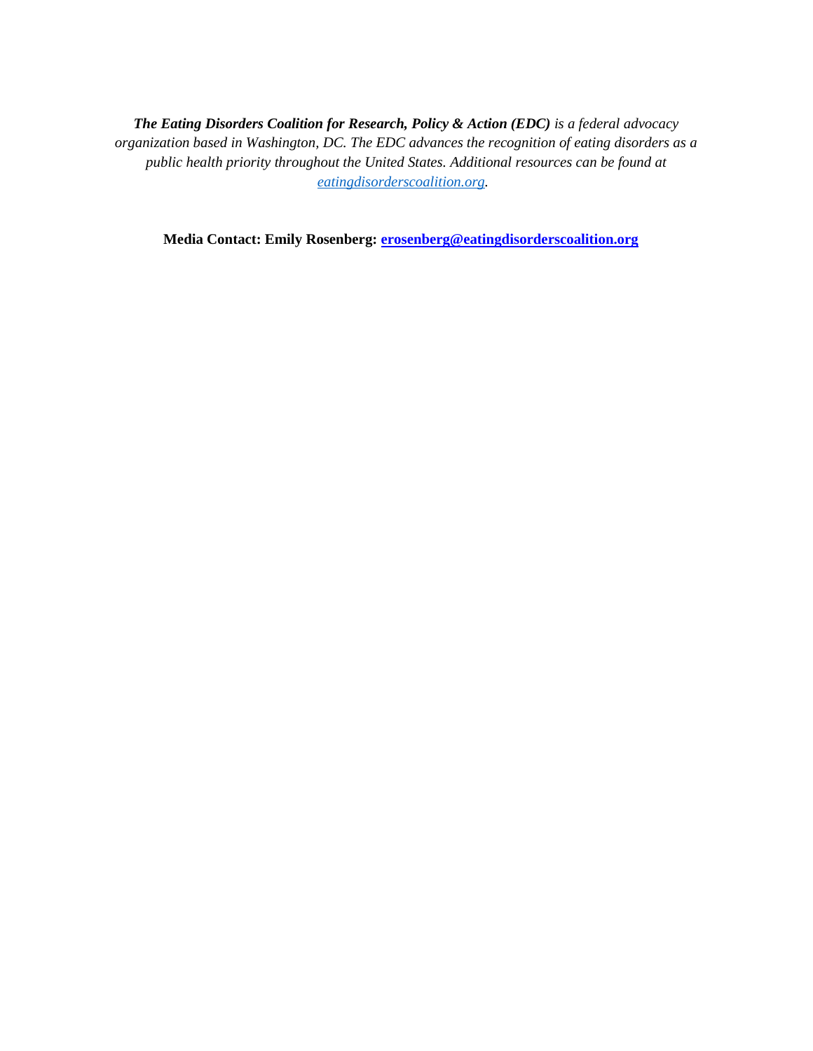***The Eating Disorders Coalition for Research, Policy & Action (EDC)*** *is a federal advocacy organization based in Washington, DC. The EDC advances the recognition of eating disorders as a public health priority throughout the United States. Additional resources can be found at [eatingdisorderscoalition.org](eatingdisorderscoalition.org).*

**Media Contact: Emily Rosenberg: [erosenberg@eatingdisorderscoalition.org](mailto:erosenberg@eatingdisorderscoalition.org)**